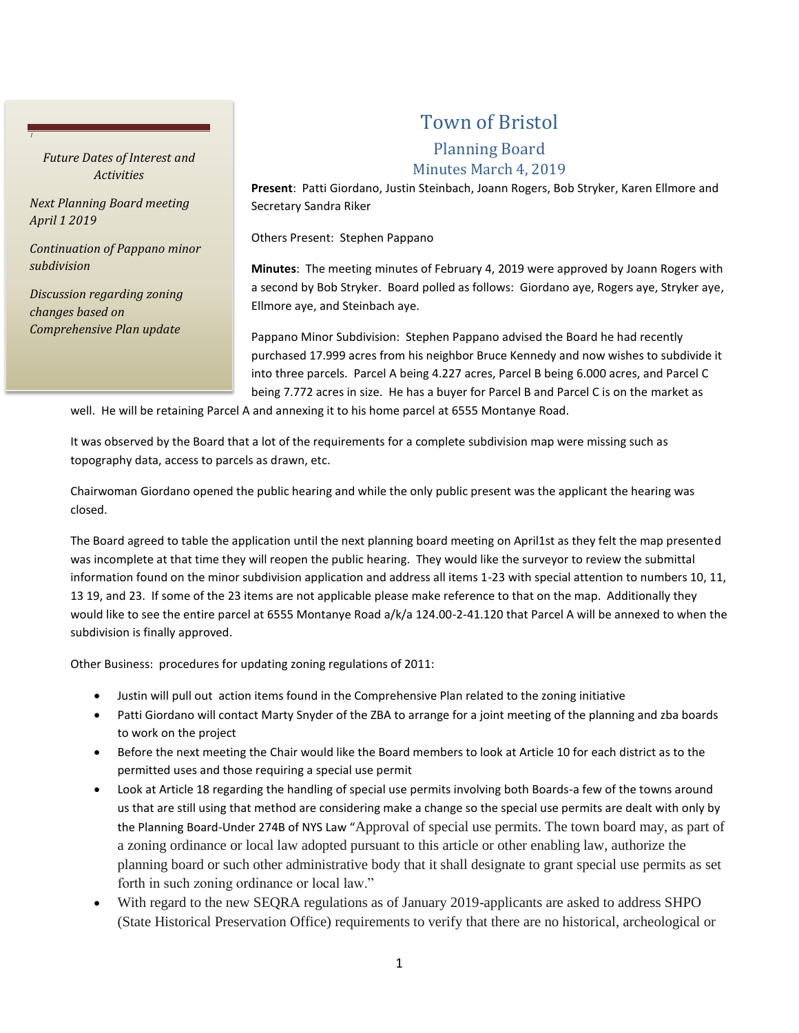# Town of Bristol

## Planning Board

### Minutes March 4, 2019

*Future Dates of Interest and Activities*

*Next Planning Board meeting April 1 2019*

*Continuation of Pappano minor subdivision*

*Discussion regarding zoning changes based on Comprehensive Plan update*

**Present**: Patti Giordano, Justin Steinbach, Joann Rogers, Bob Stryker, Karen Ellmore and Secretary Sandra Riker

Others Present: Stephen Pappano

**Minutes**: The meeting minutes of February 4, 2019 were approved by Joann Rogers with a second by Bob Stryker. Board polled as follows: Giordano aye, Rogers aye, Stryker aye, Ellmore aye, and Steinbach aye.

Pappano Minor Subdivision: Stephen Pappano advised the Board he had recently purchased 17.999 acres from his neighbor Bruce Kennedy and now wishes to subdivide it into three parcels. Parcel A being 4.227 acres, Parcel B being 6.000 acres, and Parcel C being 7.772 acres in size. He has a buyer for Parcel B and Parcel C is on the market as well. He will be retaining Parcel A and annexing it to his home parcel at 6555 Montanye Road.

It was observed by the Board that a lot of the requirements for a complete subdivision map were missing such as topography data, access to parcels as drawn, etc.

Chairwoman Giordano opened the public hearing and while the only public present was the applicant the hearing was closed.

The Board agreed to table the application until the next planning board meeting on April1st as they felt the map presented was incomplete at that time they will reopen the public hearing. They would like the surveyor to review the submittal information found on the minor subdivision application and address all items 1-23 with special attention to numbers 10, 11, 13 19, and 23. If some of the 23 items are not applicable please make reference to that on the map. Additionally they would like to see the entire parcel at 6555 Montanye Road a/k/a 124.00-2-41.120 that Parcel A will be annexed to when the subdivision is finally approved.

Other Business: procedures for updating zoning regulations of 2011:

- Justin will pull out action items found in the Comprehensive Plan related to the zoning initiative
- Patti Giordano will contact Marty Snyder of the ZBA to arrange for a joint meeting of the planning and zba boards to work on the project
- Before the next meeting the Chair would like the Board members to look at Article 10 for each district as to the permitted uses and those requiring a special use permit
- Look at Article 18 regarding the handling of special use permits involving both Boards-a few of the towns around us that are still using that method are considering make a change so the special use permits are dealt with only by the Planning Board-Under 274B of NYS Law "Approval of special use permits. The town board may, as part of a zoning ordinance or local law adopted pursuant to this article or other enabling law, authorize the planning board or such other administrative body that it shall designate to grant special use permits as set forth in such zoning ordinance or local law."
- With regard to the new SEQRA regulations as of January 2019-applicants are asked to address SHPO (State Historical Preservation Office) requirements to verify that there are no historical, archeological or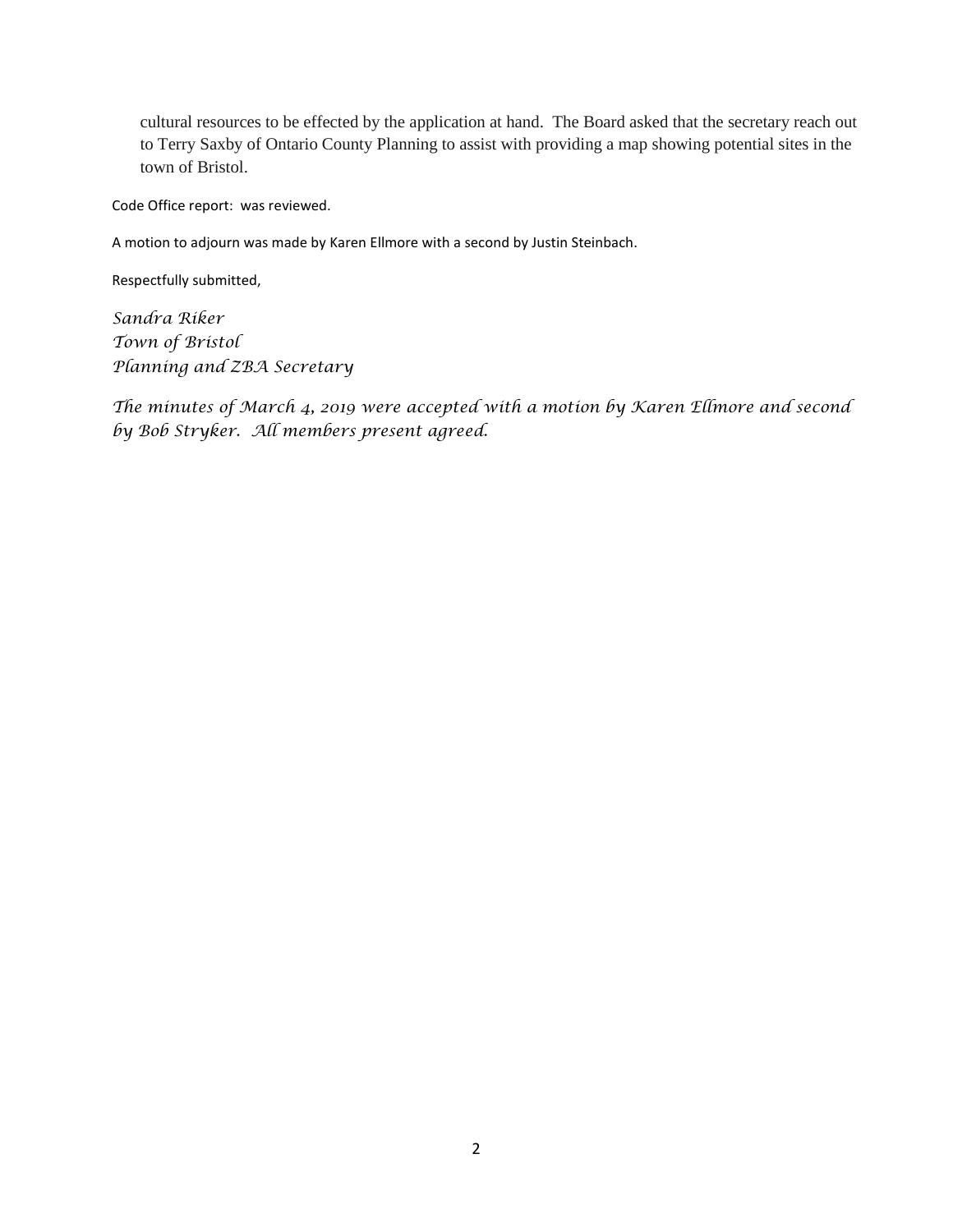cultural resources to be effected by the application at hand. The Board asked that the secretary reach out to Terry Saxby of Ontario County Planning to assist with providing a map showing potential sites in the town of Bristol.

Code Office report: was reviewed.

A motion to adjourn was made by Karen Ellmore with a second by Justin Steinbach.

Respectfully submitted,

*Sandra Riker*
*Town of Bristol*
*Planning and ZBA Secretary*

*The minutes of March 4, 2019 were accepted with a motion by Karen Ellmore and second by Bob Stryker. All members present agreed.*